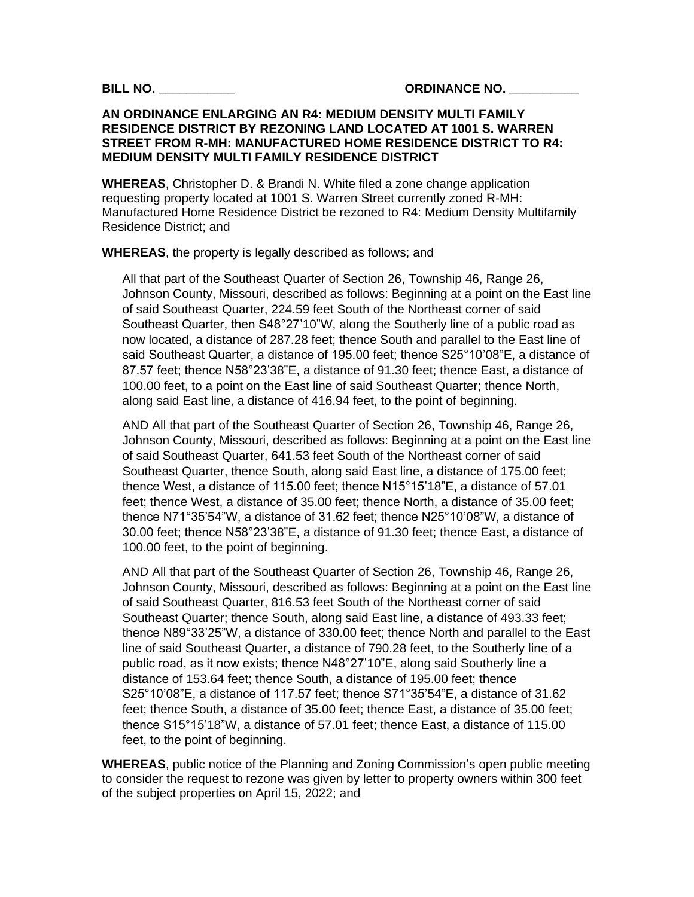**BILL NO. \_\_\_\_\_\_\_\_\_\_\_** **ORDINANCE NO. \_\_\_\_\_\_\_\_\_\_**

**AN ORDINANCE ENLARGING AN R4: MEDIUM DENSITY MULTI FAMILY RESIDENCE DISTRICT BY REZONING LAND LOCATED AT 1001 S. WARREN STREET FROM R-MH: MANUFACTURED HOME RESIDENCE DISTRICT TO R4: MEDIUM DENSITY MULTI FAMILY RESIDENCE DISTRICT**

**WHEREAS**, Christopher D. & Brandi N. White filed a zone change application requesting property located at 1001 S. Warren Street currently zoned R-MH: Manufactured Home Residence District be rezoned to R4: Medium Density Multifamily Residence District; and

**WHEREAS**, the property is legally described as follows; and

> All that part of the Southeast Quarter of Section 26, Township 46, Range 26, Johnson County, Missouri, described as follows: Beginning at a point on the East line of said Southeast Quarter, 224.59 feet South of the Northeast corner of said Southeast Quarter, then S48°27'10"W, along the Southerly line of a public road as now located, a distance of 287.28 feet; thence South and parallel to the East line of said Southeast Quarter, a distance of 195.00 feet; thence S25°10'08"E, a distance of 87.57 feet; thence N58°23'38"E, a distance of 91.30 feet; thence East, a distance of 100.00 feet, to a point on the East line of said Southeast Quarter; thence North, along said East line, a distance of 416.94 feet, to the point of beginning.
>
> AND All that part of the Southeast Quarter of Section 26, Township 46, Range 26, Johnson County, Missouri, described as follows: Beginning at a point on the East line of said Southeast Quarter, 641.53 feet South of the Northeast corner of said Southeast Quarter, thence South, along said East line, a distance of 175.00 feet; thence West, a distance of 115.00 feet; thence N15°15'18"E, a distance of 57.01 feet; thence West, a distance of 35.00 feet; thence North, a distance of 35.00 feet; thence N71°35'54"W, a distance of 31.62 feet; thence N25°10'08"W, a distance of 30.00 feet; thence N58°23'38"E, a distance of 91.30 feet; thence East, a distance of 100.00 feet, to the point of beginning.
>
> AND All that part of the Southeast Quarter of Section 26, Township 46, Range 26, Johnson County, Missouri, described as follows: Beginning at a point on the East line of said Southeast Quarter, 816.53 feet South of the Northeast corner of said Southeast Quarter; thence South, along said East line, a distance of 493.33 feet; thence N89°33'25"W, a distance of 330.00 feet; thence North and parallel to the East line of said Southeast Quarter, a distance of 790.28 feet, to the Southerly line of a public road, as it now exists; thence N48°27'10"E, along said Southerly line a distance of 153.64 feet; thence South, a distance of 195.00 feet; thence S25°10'08"E, a distance of 117.57 feet; thence S71°35'54"E, a distance of 31.62 feet; thence South, a distance of 35.00 feet; thence East, a distance of 35.00 feet; thence S15°15'18"W, a distance of 57.01 feet; thence East, a distance of 115.00 feet, to the point of beginning.

**WHEREAS**, public notice of the Planning and Zoning Commission's open public meeting to consider the request to rezone was given by letter to property owners within 300 feet of the subject properties on April 15, 2022; and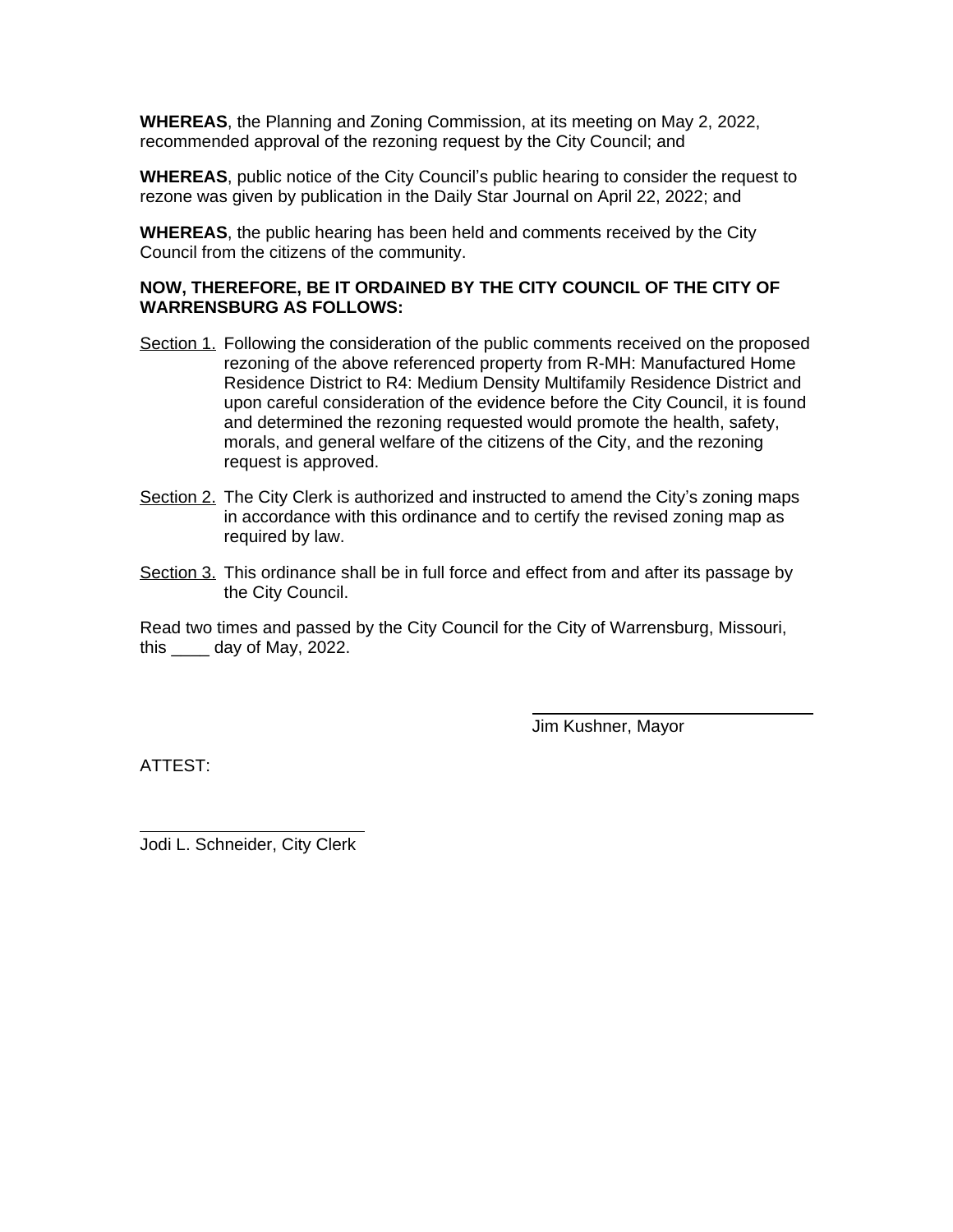**WHEREAS**, the Planning and Zoning Commission, at its meeting on May 2, 2022, recommended approval of the rezoning request by the City Council; and

**WHEREAS**, public notice of the City Council's public hearing to consider the request to rezone was given by publication in the Daily Star Journal on April 22, 2022; and

**WHEREAS**, the public hearing has been held and comments received by the City Council from the citizens of the community.

**NOW, THEREFORE, BE IT ORDAINED BY THE CITY COUNCIL OF THE CITY OF WARRENSBURG AS FOLLOWS:**

<u>Section 1.</u> Following the consideration of the public comments received on the proposed rezoning of the above referenced property from R-MH: Manufactured Home Residence District to R4: Medium Density Multifamily Residence District and upon careful consideration of the evidence before the City Council, it is found and determined the rezoning requested would promote the health, safety, morals, and general welfare of the citizens of the City, and the rezoning request is approved.

<u>Section 2.</u> The City Clerk is authorized and instructed to amend the City's zoning maps in accordance with this ordinance and to certify the revised zoning map as required by law.

<u>Section 3.</u> This ordinance shall be in full force and effect from and after its passage by the City Council.

Read two times and passed by the City Council for the City of Warrensburg, Missouri, this ____ day of May, 2022.

\_\_\_\_\_\_\_\_\_\_\_\_\_\_\_\_\_\_\_\_\_\_\_\_\_\_\_\_\_\_
Jim Kushner, Mayor

ATTEST:

\_\_\_\_\_\_\_\_\_\_\_\_\_\_\_\_\_\_\_\_\_\_\_\_\_\_\_\_\_\_
Jodi L. Schneider, City Clerk